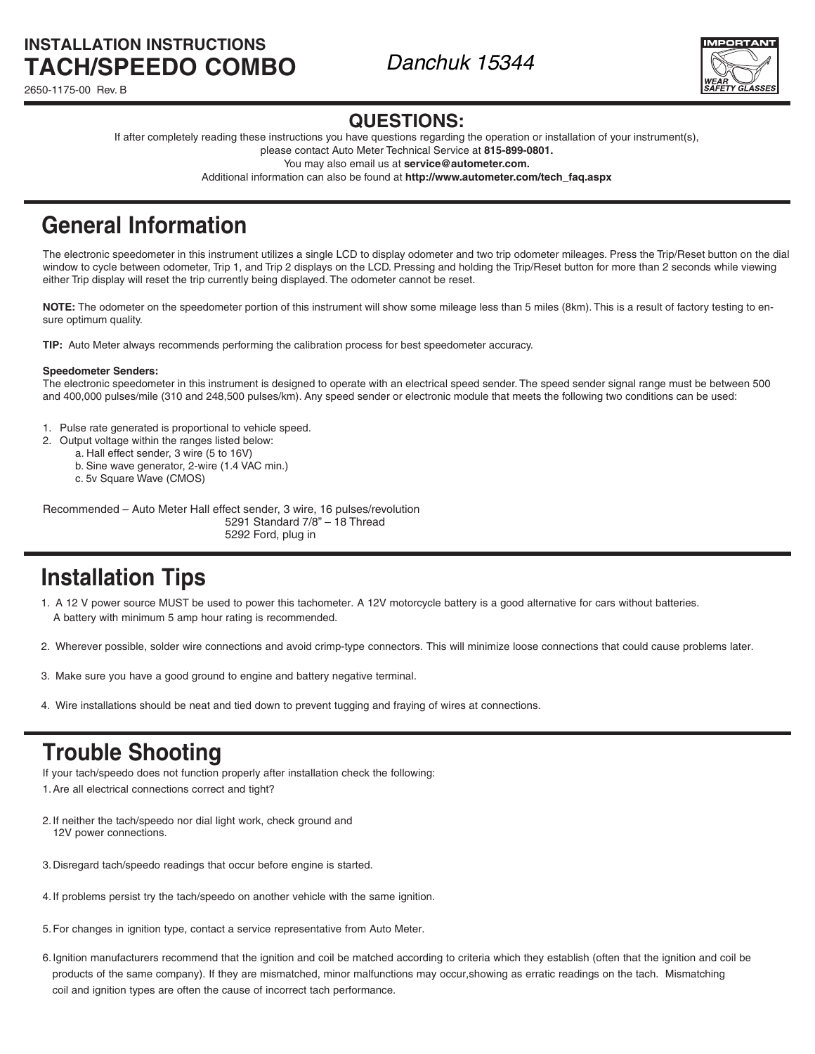# INSTALLATION INSTRUCTIONS
# TACH/SPEEDO COMBO

*Danchuk 15344*

2650-1175-00 Rev. B

IMPORTANT
WEAR SAFETY GLASSES

## QUESTIONS:

If after completely reading these instructions you have questions regarding the operation or installation of your instrument(s), please contact Auto Meter Technical Service at **815-899-0801.**
You may also email us at **service@autometer.com.**
Additional information can also be found at **http://www.autometer.com/tech_faq.aspx**

## General Information

The electronic speedometer in this instrument utilizes a single LCD to display odometer and two trip odometer mileages. Press the Trip/Reset button on the dial window to cycle between odometer, Trip 1, and Trip 2 displays on the LCD. Pressing and holding the Trip/Reset button for more than 2 seconds while viewing either Trip display will reset the trip currently being displayed. The odometer cannot be reset.

**NOTE:** The odometer on the speedometer portion of this instrument will show some mileage less than 5 miles (8km). This is a result of factory testing to ensure optimum quality.

**TIP:** Auto Meter always recommends performing the calibration process for best speedometer accuracy.

**Speedometer Senders:**
The electronic speedometer in this instrument is designed to operate with an electrical speed sender. The speed sender signal range must be between 500 and 400,000 pulses/mile (310 and 248,500 pulses/km). Any speed sender or electronic module that meets the following two conditions can be used:

1. Pulse rate generated is proportional to vehicle speed.
2. Output voltage within the ranges listed below:
   a. Hall effect sender, 3 wire (5 to 16V)
   b. Sine wave generator, 2-wire (1.4 VAC min.)
   c. 5v Square Wave (CMOS)

Recommended – Auto Meter Hall effect sender, 3 wire, 16 pulses/revolution
5291 Standard 7/8" – 18 Thread
5292 Ford, plug in

## Installation Tips

1. A 12 V power source MUST be used to power this tachometer. A 12V motorcycle battery is a good alternative for cars without batteries. A battery with minimum 5 amp hour rating is recommended.

2. Wherever possible, solder wire connections and avoid crimp-type connectors. This will minimize loose connections that could cause problems later.

3. Make sure you have a good ground to engine and battery negative terminal.

4. Wire installations should be neat and tied down to prevent tugging and fraying of wires at connections.

## Trouble Shooting

If your tach/speedo does not function properly after installation check the following:

1. Are all electrical connections correct and tight?

2. If neither the tach/speedo nor dial light work, check ground and 12V power connections.

3. Disregard tach/speedo readings that occur before engine is started.

4. If problems persist try the tach/speedo on another vehicle with the same ignition.

5. For changes in ignition type, contact a service representative from Auto Meter.

6. Ignition manufacturers recommend that the ignition and coil be matched according to criteria which they establish (often that the ignition and coil be products of the same company). If they are mismatched, minor malfunctions may occur,showing as erratic readings on the tach. Mismatching coil and ignition types are often the cause of incorrect tach performance.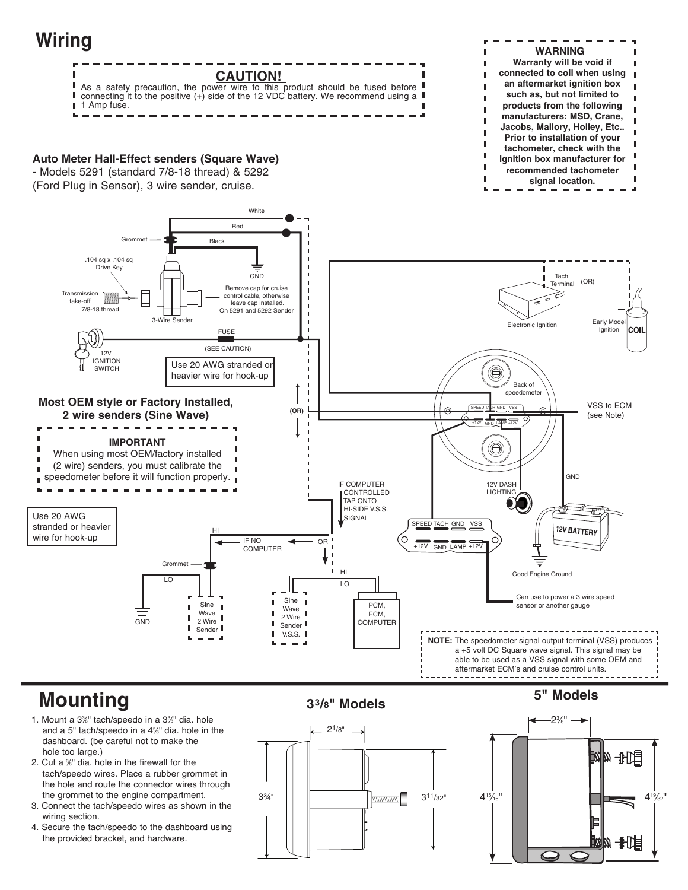# Wiring

**CAUTION!**
As a safety precaution, the power wire to this product should be fused before connecting it to the positive (+) side of the 12 VDC battery. We recommend using a 1 Amp fuse.

**WARNING**
**Warranty will be void if connected to coil when using an aftermarket ignition box such as, but not limited to products from the following manufacturers: MSD, Crane, Jacobs, Mallory, Holley, Etc.. Prior to installation of your tachometer, check with the ignition box manufacturer for recommended tachometer signal location.**

**Auto Meter Hall-Effect senders (Square Wave)**
- Models 5291 (standard 7/8-18 thread) & 5292 (Ford Plug in Sensor), 3 wire sender, cruise.

White
Red
Black
Grommet
.104 sq x .104 sq Drive Key
GND
Transmission take-off
7/8-18 thread
Remove cap for cruise control cable, otherwise leave cap installed. On 5291 and 5292 Sender
3-Wire Sender
FUSE
(SEE CAUTION)
12V IGNITION SWITCH

Use 20 AWG stranded or heavier wire for hook-up

Tach Terminal (OR)
Electronic Ignition
Early Model Ignition
COIL
Back of speedometer
SPEED TACH GND VSS
+12V GND LAMP +12V
VSS to ECM (see Note)
(OR)
GND
12V DASH LIGHTING
12V BATTERY
Good Engine Ground

**Most OEM style or Factory Installed, 2 wire senders (Sine Wave)**

**IMPORTANT**
When using most OEM/factory installed (2 wire) senders, you must calibrate the speedometer before it will function properly.

Use 20 AWG stranded or heavier wire for hook-up

IF COMPUTER CONTROLLED TAP ONTO HI-SIDE V.S.S. SIGNAL
HI
IF NO COMPUTER
OR
Grommet
LO
GND
Sine Wave 2 Wire Sender
HI
LO
Sine Wave 2 Wire Sender V.S.S.
PCM, ECM, COMPUTER
SPEED TACH GND VSS
+12V GND LAMP +12V
Can use to power a 3 wire speed sensor or another gauge

**NOTE:** The speedometer signal output terminal (VSS) produces a +5 volt DC Square wave signal. This signal may be able to be used as a VSS signal with some OEM and aftermarket ECM's and cruise control units.

# Mounting

1. Mount a 3⅜" tach/speedo in a 3⅜" dia. hole and a 5" tach/speedo in a 4⅝" dia. hole in the dashboard. (be careful not to make the hole too large.)
2. Cut a ⅜" dia. hole in the firewall for the tach/speedo wires. Place a rubber grommet in the hole and route the connector wires through the grommet to the engine compartment.
3. Connect the tach/speedo wires as shown in the wiring section.
4. Secure the tach/speedo to the dashboard using the provided bracket, and hardware.

**3 3/8" Models**

2 1/8"
3¾"
3 11/32"

**5" Models**

2⅜"
4 15/16"
4 19/32"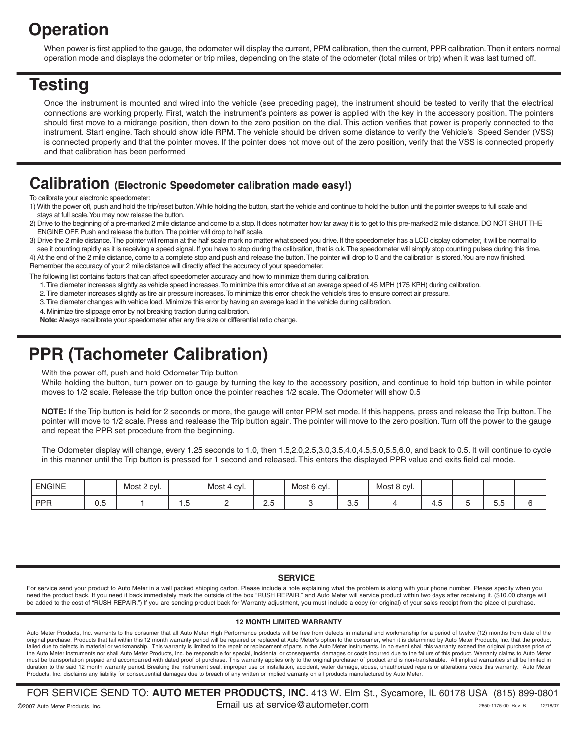# Operation

When power is first applied to the gauge, the odometer will display the current, PPM calibration, then the current, PPR calibration. Then it enters normal operation mode and displays the odometer or trip miles, depending on the state of the odometer (total miles or trip) when it was last turned off.

# Testing

Once the instrument is mounted and wired into the vehicle (see preceding page), the instrument should be tested to verify that the electrical connections are working properly. First, watch the instrument's pointers as power is applied with the key in the accessory position. The pointers should first move to a midrange position, then down to the zero position on the dial. This action verifies that power is properly connected to the instrument. Start engine. Tach should show idle RPM. The vehicle should be driven some distance to verify the Vehicle's Speed Sender (VSS) is connected properly and that the pointer moves. If the pointer does not move out of the zero position, verify that the VSS is connected properly and that calibration has been performed

# Calibration **(Electronic Speedometer calibration made easy!)**

To calibrate your electronic speedometer:

1) With the power off, push and hold the trip/reset button. While holding the button, start the vehicle and continue to hold the button until the pointer sweeps to full scale and stays at full scale. You may now release the button.
2) Drive to the beginning of a pre-marked 2 mile distance and come to a stop. It does not matter how far away it is to get to this pre-marked 2 mile distance. DO NOT SHUT THE ENGINE OFF. Push and release the button. The pointer will drop to half scale.
3) Drive the 2 mile distance. The pointer will remain at the half scale mark no matter what speed you drive. If the speedometer has a LCD display odometer, it will be normal to see it counting rapidly as it is receiving a speed signal. If you have to stop during the calibration, that is o.k. The speedometer will simply stop counting pulses during this time.
4) At the end of the 2 mile distance, come to a complete stop and push and release the button. The pointer will drop to 0 and the calibration is stored. You are now finished.

Remember the accuracy of your 2 mile distance will directly affect the accuracy of your speedometer.

The following list contains factors that can affect speedometer accuracy and how to minimize them during calibration.

1. Tire diameter increases slightly as vehicle speed increases. To minimize this error drive at an average speed of 45 MPH (175 KPH) during calibration.
2. Tire diameter increases slightly as tire air pressure increases. To minimize this error, check the vehicle's tires to ensure correct air pressure.
3. Tire diameter changes with vehicle load. Minimize this error by having an average load in the vehicle during calibration.
4. Minimize tire slippage error by not breaking traction during calibration.

**Note:** Always recalibrate your speedometer after any tire size or differential ratio change.

# PPR (Tachometer Calibration)

With the power off, push and hold Odometer Trip button
While holding the button, turn power on to gauge by turning the key to the accessory position, and continue to hold trip button in while pointer moves to 1/2 scale. Release the trip button once the pointer reaches 1/2 scale. The Odometer will show 0.5

**NOTE:** If the Trip button is held for 2 seconds or more, the gauge will enter PPM set mode. If this happens, press and release the Trip button. The pointer will move to 1/2 scale. Press and realease the Trip button again. The pointer will move to the zero position. Turn off the power to the gauge and repeat the PPR set procedure from the beginning.

The Odometer display will change, every 1.25 seconds to 1.0, then 1.5,2.0,2.5,3.0,3.5,4.0,4.5,5.0,5.5,6.0, and back to 0.5. It will continue to cycle in this manner until the Trip button is pressed for 1 second and released. This enters the displayed PPR value and exits field cal mode.

| ENGINE | | Most 2 cyl. | | Most 4 cyl. | | Most 6 cyl. | | Most 8 cyl. | | | | |
|---|---|---|---|---|---|---|---|---|---|---|---|---|
| PPR | 0.5 | 1 | 1.5 | 2 | 2.5 | 3 | 3.5 | 4 | 4.5 | 5 | 5.5 | 6 |

## SERVICE

For service send your product to Auto Meter in a well packed shipping carton. Please include a note explaining what the problem is along with your phone number. Please specify when you need the product back. If you need it back immediately mark the outside of the box "RUSH REPAIR," and Auto Meter will service product within two days after receiving it. ($10.00 charge will be added to the cost of "RUSH REPAIR.") If you are sending product back for Warranty adjustment, you must include a copy (or original) of your sales receipt from the place of purchase.

## 12 MONTH LIMITED WARRANTY

Auto Meter Products, Inc. warrants to the consumer that all Auto Meter High Performance products will be free from defects in material and workmanship for a period of twelve (12) months from date of the original purchase. Products that fail within this 12 month warranty period will be repaired or replaced at Auto Meter's option to the consumer, when it is determined by Auto Meter Products, Inc. that the product failed due to defects in material or workmanship. This warranty is limited to the repair or replacement of parts in the Auto Meter instruments. In no event shall this warranty exceed the original purchase price of the Auto Meter instruments nor shall Auto Meter Products, Inc. be responsible for special, incidental or consequential damages or costs incurred due to the failure of this product. Warranty claims to Auto Meter must be transportation prepaid and accompanied with dated proof of purchase. This warranty applies only to the original purchaser of product and is non-transferable. All implied warranties shall be limited in duration to the said 12 month warranty period. Breaking the instrument seal, improper use or installation, accident, water damage, abuse, unauthorized repairs or alterations voids this warranty. Auto Meter Products, Inc. disclaims any liability for consequential damages due to breach of any written or implied warranty on all products manufactured by Auto Meter.

FOR SERVICE SEND TO: **AUTO METER PRODUCTS, INC.** 413 W. Elm St., Sycamore, IL 60178 USA (815) 899-0801
Email us at service@autometer.com

©2007 Auto Meter Products, Inc. 2650-1175-00 Rev. B 12/18/07